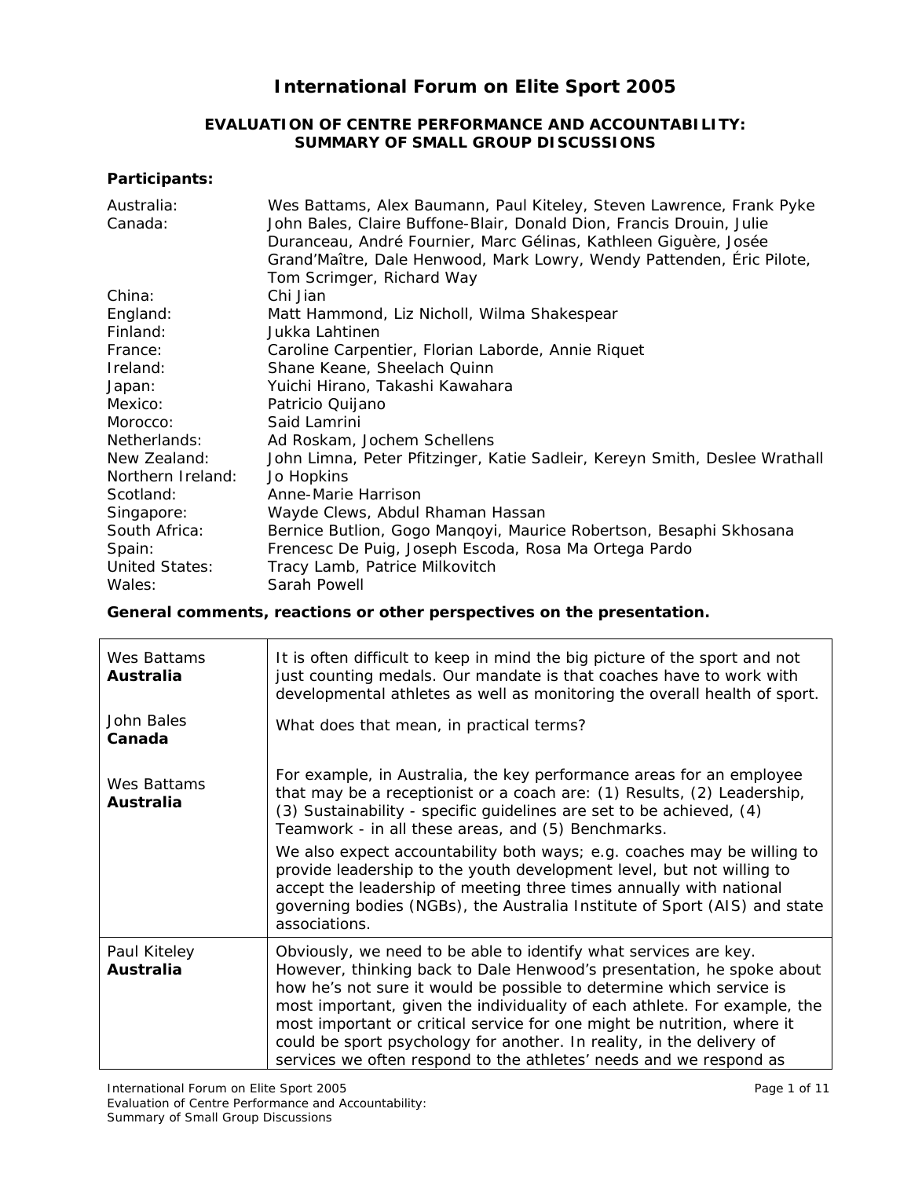# International Forum on Elite Sport 2005

## EVALUATION OF CENTRE PERFORMANCE AND ACCOUNTABILITY: SUMMARY OF SMALL GROUP DISCUSSIONS

**Participants:**

| | |
|---|---|
| Australia: | Wes Battams, Alex Baumann, Paul Kiteley, Steven Lawrence, Frank Pyke |
| Canada: | John Bales, Claire Buffone-Blair, Donald Dion, Francis Drouin, Julie Duranceau, André Fournier, Marc Gélinas, Kathleen Giguère, Josée Grand'Maître, Dale Henwood, Mark Lowry, Wendy Pattenden, Éric Pilote, Tom Scrimger, Richard Way |
| China: | Chi Jian |
| England: | Matt Hammond, Liz Nicholl, Wilma Shakespear |
| Finland: | Jukka Lahtinen |
| France: | Caroline Carpentier, Florian Laborde, Annie Riquet |
| Ireland: | Shane Keane, Sheelach Quinn |
| Japan: | Yuichi Hirano, Takashi Kawahara |
| Mexico: | Patricio Quijano |
| Morocco: | Said Lamrini |
| Netherlands: | Ad Roskam, Jochem Schellens |
| New Zealand: | John Limna, Peter Pfitzinger, Katie Sadleir, Kereyn Smith, Deslee Wrathall |
| Northern Ireland: | Jo Hopkins |
| Scotland: | Anne-Marie Harrison |
| Singapore: | Wayde Clews, Abdul Rhaman Hassan |
| South Africa: | Bernice Butlion, Gogo Manqoyi, Maurice Robertson, Besaphi Skhosana |
| Spain: | Frencesc De Puig, Joseph Escoda, Rosa Ma Ortega Pardo |
| United States: | Tracy Lamb, Patrice Milkovitch |
| Wales: | Sarah Powell |

**General comments, reactions or other perspectives on the presentation.**

| | |
|---|---|
| Wes Battams **Australia** | It is often difficult to keep in mind the big picture of the sport and not just counting medals. Our mandate is that coaches have to work with developmental athletes as well as monitoring the overall health of sport. |
| John Bales **Canada** | What does that mean, in practical terms? |
| Wes Battams **Australia** | For example, in Australia, the key performance areas for an employee that may be a receptionist or a coach are: (1) Results, (2) Leadership, (3) Sustainability - specific guidelines are set to be achieved, (4) Teamwork - in all these areas, and (5) Benchmarks.<br><br>We also expect accountability both ways; e.g. coaches may be willing to provide leadership to the youth development level, but not willing to accept the leadership of meeting three times annually with national governing bodies (NGBs), the Australia Institute of Sport (AIS) and state associations. |
| Paul Kiteley **Australia** | Obviously, we need to be able to identify what services are key. However, thinking back to Dale Henwood's presentation, he spoke about how he's not sure it would be possible to determine which service is most important, given the individuality of each athlete. For example, the most important or critical service for one might be nutrition, where it could be sport psychology for another. In reality, in the delivery of services we often respond to the athletes' needs and we respond as |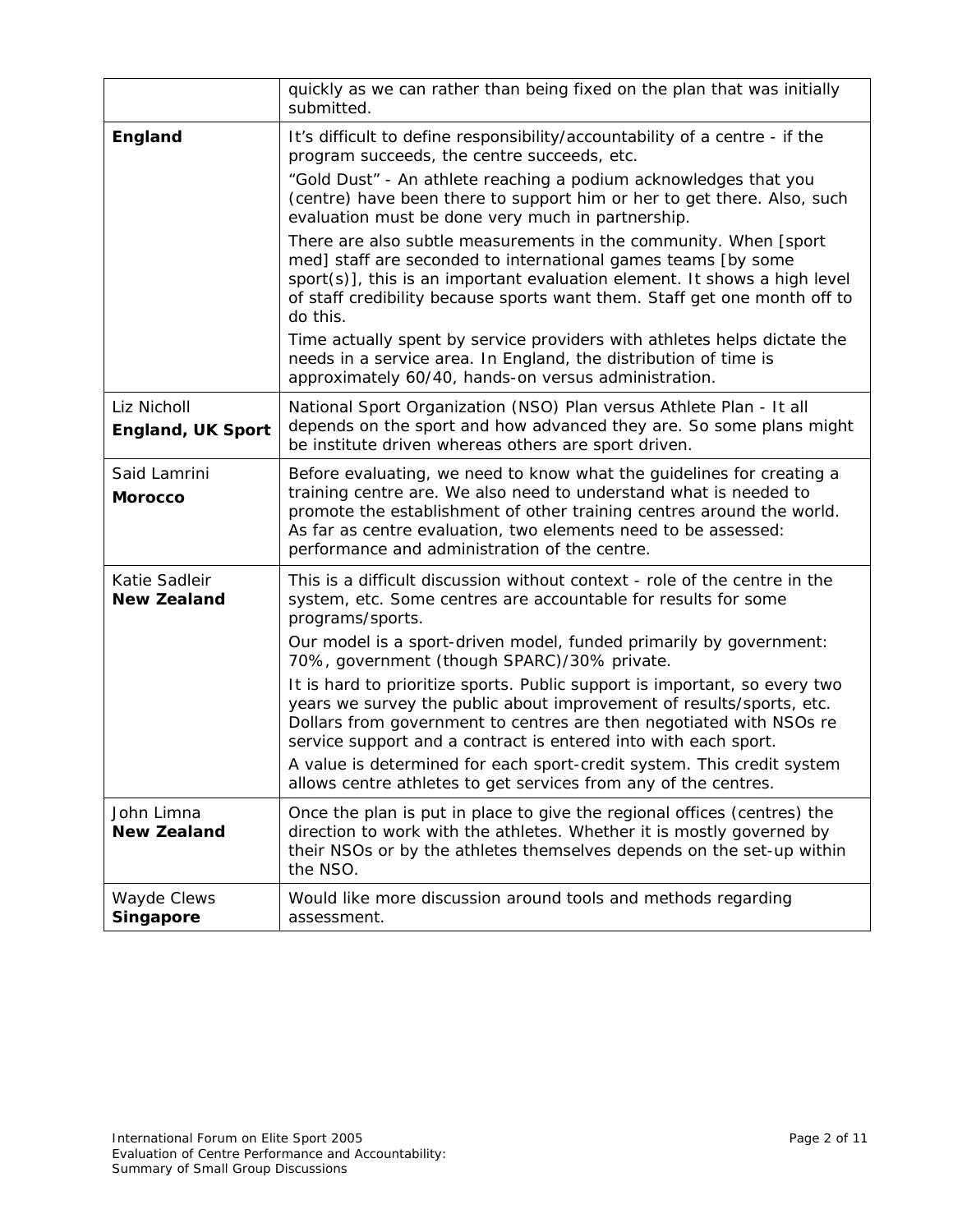| | |
|---|---|
| | quickly as we can rather than being fixed on the plan that was initially submitted. |
| **England** | It's difficult to define responsibility/accountability of a centre - if the program succeeds, the centre succeeds, etc.<br><br>"Gold Dust" - An athlete reaching a podium acknowledges that you (centre) have been there to support him or her to get there. Also, such evaluation must be done very much in partnership.<br><br>There are also subtle measurements in the community. When [sport med] staff are seconded to international games teams [by some sport(s)], this is an important evaluation element. It shows a high level of staff credibility because sports want them. Staff get one month off to do this.<br><br>Time actually spent by service providers with athletes helps dictate the needs in a service area. In England, the distribution of time is approximately 60/40, hands-on versus administration. |
| Liz Nicholl<br>**England, UK Sport** | National Sport Organization (NSO) Plan versus Athlete Plan - It all depends on the sport and how advanced they are. So some plans might be institute driven whereas others are sport driven. |
| Said Lamrini<br>**Morocco** | Before evaluating, we need to know what the guidelines for creating a training centre are. We also need to understand what is needed to promote the establishment of other training centres around the world. As far as centre evaluation, two elements need to be assessed: performance and administration of the centre. |
| Katie Sadleir<br>**New Zealand** | This is a difficult discussion without context - role of the centre in the system, etc. Some centres are accountable for results for some programs/sports.<br><br>Our model is a sport-driven model, funded primarily by government: 70%, government (though SPARC)/30% private.<br><br>It is hard to prioritize sports. Public support is important, so every two years we survey the public about improvement of results/sports, etc. Dollars from government to centres are then negotiated with NSOs re service support and a contract is entered into with each sport.<br><br>A value is determined for each sport-credit system. This credit system allows centre athletes to get services from any of the centres. |
| John Limna<br>**New Zealand** | Once the plan is put in place to give the regional offices (centres) the direction to work with the athletes. Whether it is mostly governed by their NSOs or by the athletes themselves depends on the set-up within the NSO. |
| Wayde Clews<br>**Singapore** | Would like more discussion around tools and methods regarding assessment. |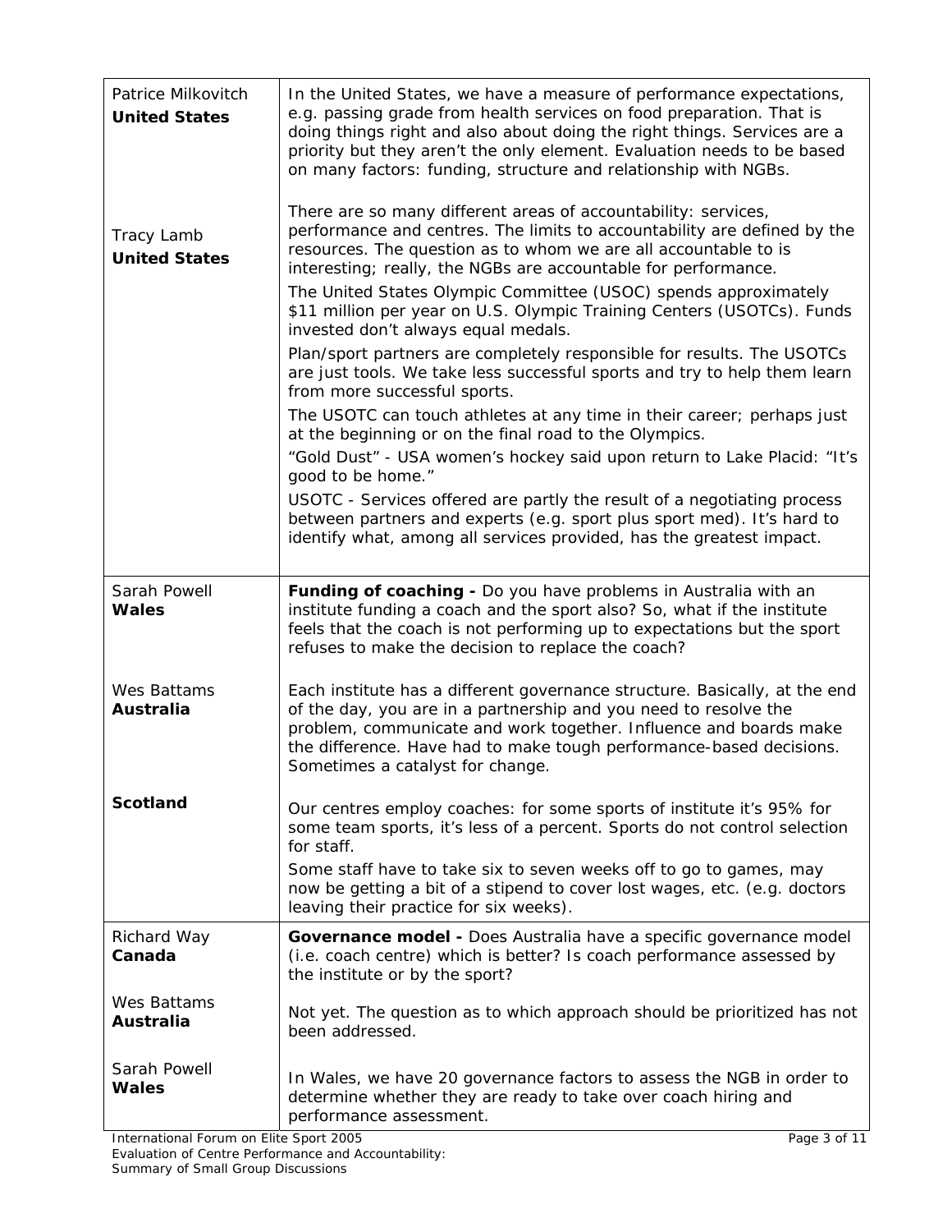| | |
|---|---|
| Patrice Milkovitch **United States** | In the United States, we have a measure of performance expectations, e.g. passing grade from health services on food preparation. That is doing things right and also about doing the right things. Services are a priority but they aren't the only element. Evaluation needs to be based on many factors: funding, structure and relationship with NGBs. |
| Tracy Lamb **United States** | There are so many different areas of accountability: services, performance and centres. The limits to accountability are defined by the resources. The question as to whom we are all accountable to is interesting; really, the NGBs are accountable for performance.<br>The United States Olympic Committee (USOC) spends approximately $11 million per year on U.S. Olympic Training Centers (USOTCs). Funds invested don't always equal medals.<br>Plan/sport partners are completely responsible for results. The USOTCs are just tools. We take less successful sports and try to help them learn from more successful sports.<br>The USOTC can touch athletes at any time in their career; perhaps just at the beginning or on the final road to the Olympics.<br>"Gold Dust" - USA women's hockey said upon return to Lake Placid: "It's good to be home."<br>USOTC - Services offered are partly the result of a negotiating process between partners and experts (e.g. sport plus sport med). It's hard to identify what, among all services provided, has the greatest impact. |
| Sarah Powell **Wales** | **Funding of coaching -** Do you have problems in Australia with an institute funding a coach and the sport also? So, what if the institute feels that the coach is not performing up to expectations but the sport refuses to make the decision to replace the coach? |
| Wes Battams **Australia** | Each institute has a different governance structure. Basically, at the end of the day, you are in a partnership and you need to resolve the problem, communicate and work together. Influence and boards make the difference. Have had to make tough performance-based decisions. Sometimes a catalyst for change. |
| **Scotland** | Our centres employ coaches: for some sports of institute it's 95% for some team sports, it's less of a percent. Sports do not control selection for staff.<br>Some staff have to take six to seven weeks off to go to games, may now be getting a bit of a stipend to cover lost wages, etc. (e.g. doctors leaving their practice for six weeks). |
| Richard Way **Canada** | **Governance model -** Does Australia have a specific governance model (i.e. coach centre) which is better? Is coach performance assessed by the institute or by the sport? |
| Wes Battams **Australia** | Not yet. The question as to which approach should be prioritized has not been addressed. |
| Sarah Powell **Wales** | In Wales, we have 20 governance factors to assess the NGB in order to determine whether they are ready to take over coach hiring and performance assessment. |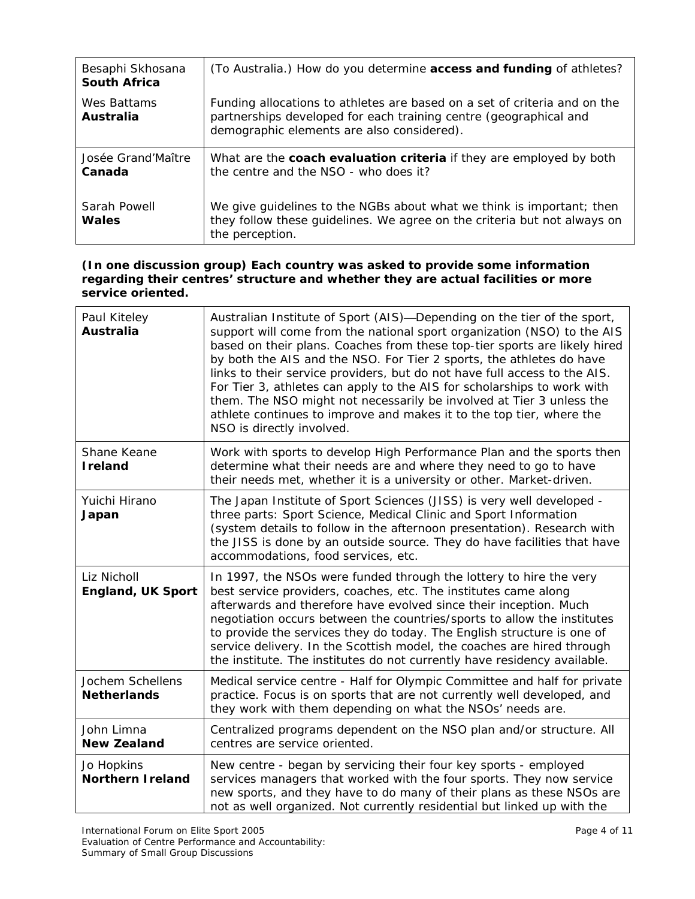| | |
|---|---|
| Besaphi Skhosana **South Africa** | (To Australia.) How do you determine **access and funding** of athletes? |
| Wes Battams **Australia** | Funding allocations to athletes are based on a set of criteria and on the partnerships developed for each training centre (geographical and demographic elements are also considered). |
| Josée Grand'Maître **Canada** | What are the **coach evaluation criteria** if they are employed by both the centre and the NSO - who does it? |
| Sarah Powell **Wales** | We give guidelines to the NGBs about what we think is important; then they follow these guidelines. We agree on the criteria but not always on the perception. |

**(In one discussion group) Each country was asked to provide some information regarding their centres' structure and whether they are actual facilities or more service oriented.**

| | |
|---|---|
| Paul Kiteley **Australia** | Australian Institute of Sport (AIS)—Depending on the tier of the sport, support will come from the national sport organization (NSO) to the AIS based on their plans. Coaches from these top-tier sports are likely hired by both the AIS and the NSO. For Tier 2 sports, the athletes do have links to their service providers, but do not have full access to the AIS. For Tier 3, athletes can apply to the AIS for scholarships to work with them. The NSO might not necessarily be involved at Tier 3 unless the athlete continues to improve and makes it to the top tier, where the NSO is directly involved. |
| Shane Keane **Ireland** | Work with sports to develop High Performance Plan and the sports then determine what their needs are and where they need to go to have their needs met, whether it is a university or other. Market-driven. |
| Yuichi Hirano **Japan** | The Japan Institute of Sport Sciences (JISS) is very well developed - three parts: Sport Science, Medical Clinic and Sport Information (system details to follow in the afternoon presentation). Research with the JISS is done by an outside source. They do have facilities that have accommodations, food services, etc. |
| Liz Nicholl **England, UK Sport** | In 1997, the NSOs were funded through the lottery to hire the very best service providers, coaches, etc. The institutes came along afterwards and therefore have evolved since their inception. Much negotiation occurs between the countries/sports to allow the institutes to provide the services they do today. The English structure is one of service delivery. In the Scottish model, the coaches are hired through the institute. The institutes do not currently have residency available. |
| Jochem Schellens **Netherlands** | Medical service centre - Half for Olympic Committee and half for private practice. Focus is on sports that are not currently well developed, and they work with them depending on what the NSOs' needs are. |
| John Limna **New Zealand** | Centralized programs dependent on the NSO plan and/or structure. All centres are service oriented. |
| Jo Hopkins **Northern Ireland** | New centre - began by servicing their four key sports - employed services managers that worked with the four sports. They now service new sports, and they have to do many of their plans as these NSOs are not as well organized. Not currently residential but linked up with the |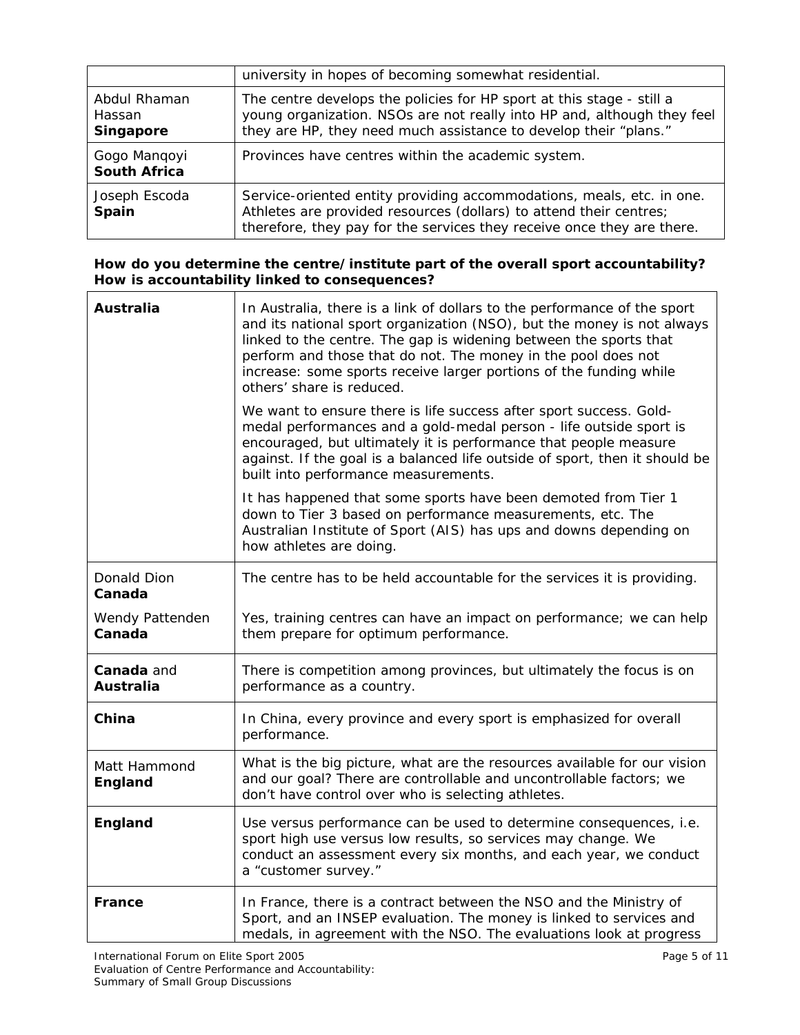| | |
|---|---|
| | university in hopes of becoming somewhat residential. |
| Abdul Rhaman Hassan **Singapore** | The centre develops the policies for HP sport at this stage - still a young organization. NSOs are not really into HP and, although they feel they are HP, they need much assistance to develop their "plans." |
| Gogo Manqoyi **South Africa** | Provinces have centres within the academic system. |
| Joseph Escoda **Spain** | Service-oriented entity providing accommodations, meals, etc. in one. Athletes are provided resources (dollars) to attend their centres; therefore, they pay for the services they receive once they are there. |

**How do you determine the centre/institute part of the overall sport accountability? How is accountability linked to consequences?**

| | |
|---|---|
| **Australia** | In Australia, there is a link of dollars to the performance of the sport and its national sport organization (NSO), but the money is not always linked to the centre. The gap is widening between the sports that perform and those that do not. The money in the pool does not increase: some sports receive larger portions of the funding while others' share is reduced.<br><br>We want to ensure there is life success after sport success. Gold-medal performances and a gold-medal person - life outside sport is encouraged, but ultimately it is performance that people measure against. If the goal is a balanced life outside of sport, then it should be built into performance measurements.<br><br>It has happened that some sports have been demoted from Tier 1 down to Tier 3 based on performance measurements, etc. The Australian Institute of Sport (AIS) has ups and downs depending on how athletes are doing. |
| Donald Dion **Canada**<br><br>Wendy Pattenden **Canada** | The centre has to be held accountable for the services it is providing.<br><br>Yes, training centres can have an impact on performance; we can help them prepare for optimum performance. |
| **Canada** and **Australia** | There is competition among provinces, but ultimately the focus is on performance as a country. |
| **China** | In China, every province and every sport is emphasized for overall performance. |
| Matt Hammond **England** | What is the big picture, what are the resources available for our vision and our goal? There are controllable and uncontrollable factors; we don't have control over who is selecting athletes. |
| **England** | Use versus performance can be used to determine consequences, i.e. sport high use versus low results, so services may change. We conduct an assessment every six months, and each year, we conduct a "customer survey." |
| **France** | In France, there is a contract between the NSO and the Ministry of Sport, and an INSEP evaluation. The money is linked to services and medals, in agreement with the NSO. The evaluations look at progress |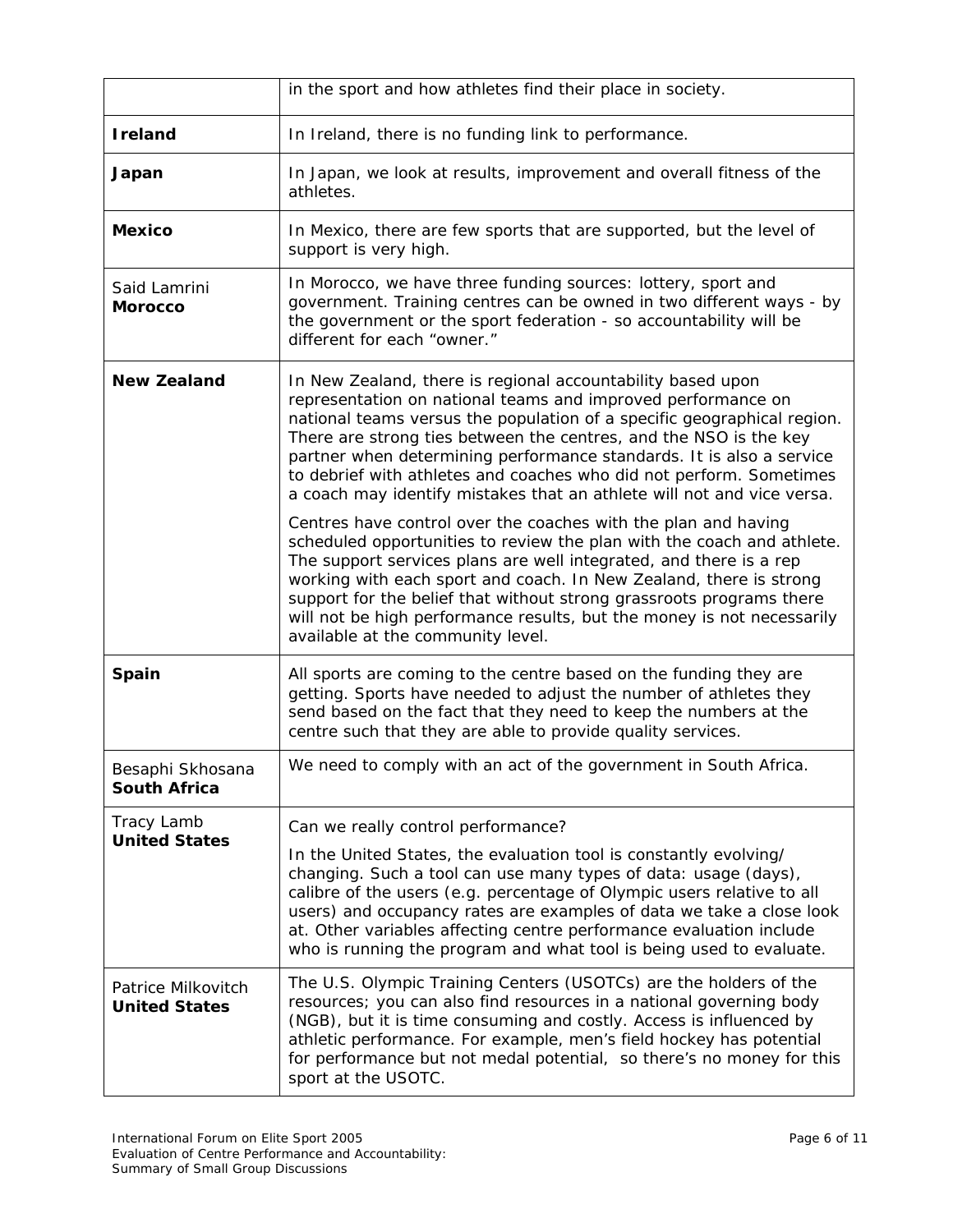| | |
|---|---|
| | in the sport and how athletes find their place in society. |
| **Ireland** | In Ireland, there is no funding link to performance. |
| **Japan** | In Japan, we look at results, improvement and overall fitness of the athletes. |
| **Mexico** | In Mexico, there are few sports that are supported, but the level of support is very high. |
| Said Lamrini **Morocco** | In Morocco, we have three funding sources: lottery, sport and government. Training centres can be owned in two different ways - by the government or the sport federation - so accountability will be different for each "owner." |
| **New Zealand** | In New Zealand, there is regional accountability based upon representation on national teams and improved performance on national teams versus the population of a specific geographical region. There are strong ties between the centres, and the NSO is the key partner when determining performance standards. It is also a service to debrief with athletes and coaches who did not perform. Sometimes a coach may identify mistakes that an athlete will not and vice versa.<br><br>Centres have control over the coaches with the plan and having scheduled opportunities to review the plan with the coach and athlete. The support services plans are well integrated, and there is a rep working with each sport and coach. In New Zealand, there is strong support for the belief that without strong grassroots programs there will not be high performance results, but the money is not necessarily available at the community level. |
| **Spain** | All sports are coming to the centre based on the funding they are getting. Sports have needed to adjust the number of athletes they send based on the fact that they need to keep the numbers at the centre such that they are able to provide quality services. |
| Besaphi Skhosana **South Africa** | We need to comply with an act of the government in South Africa. |
| Tracy Lamb **United States** | Can we really control performance?<br><br>In the United States, the evaluation tool is constantly evolving/ changing. Such a tool can use many types of data: usage (days), calibre of the users (e.g. percentage of Olympic users relative to all users) and occupancy rates are examples of data we take a close look at. Other variables affecting centre performance evaluation include who is running the program and what tool is being used to evaluate. |
| Patrice Milkovitch **United States** | The U.S. Olympic Training Centers (USOTCs) are the holders of the resources; you can also find resources in a national governing body (NGB), but it is time consuming and costly. Access is influenced by athletic performance. For example, men's field hockey has potential for performance but not medal potential, so there's no money for this sport at the USOTC. |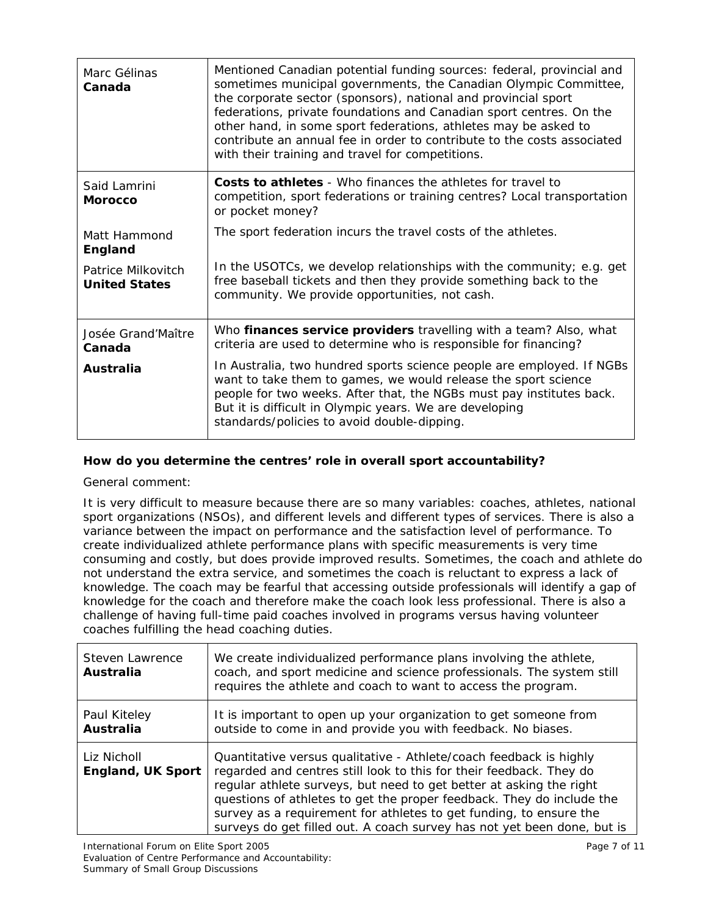| | |
|---|---|
| Marc Gélinas **Canada** | Mentioned Canadian potential funding sources: federal, provincial and sometimes municipal governments, the Canadian Olympic Committee, the corporate sector (sponsors), national and provincial sport federations, private foundations and Canadian sport centres. On the other hand, in some sport federations, athletes may be asked to contribute an annual fee in order to contribute to the costs associated with their training and travel for competitions. |
| Said Lamrini **Morocco** | **Costs to athletes** - Who finances the athletes for travel to competition, sport federations or training centres? Local transportation or pocket money? |
| Matt Hammond **England** | The sport federation incurs the travel costs of the athletes. |
| Patrice Milkovitch **United States** | In the USOTCs, we develop relationships with the community; e.g. get free baseball tickets and then they provide something back to the community. We provide opportunities, not cash. |
| Josée Grand'Maître **Canada** | Who **finances service providers** travelling with a team? Also, what criteria are used to determine who is responsible for financing? |
| **Australia** | In Australia, two hundred sports science people are employed. If NGBs want to take them to games, we would release the sport science people for two weeks. After that, the NGBs must pay institutes back. But it is difficult in Olympic years. We are developing standards/policies to avoid double-dipping. |

**How do you determine the centres' role in overall sport accountability?**

General comment:

It is very difficult to measure because there are so many variables: coaches, athletes, national sport organizations (NSOs), and different levels and different types of services. There is also a variance between the impact on performance and the satisfaction level of performance. To create individualized athlete performance plans with specific measurements is very time consuming and costly, but does provide improved results. Sometimes, the coach and athlete do not understand the extra service, and sometimes the coach is reluctant to express a lack of knowledge. The coach may be fearful that accessing outside professionals will identify a gap of knowledge for the coach and therefore make the coach look less professional. There is also a challenge of having full-time paid coaches involved in programs versus having volunteer coaches fulfilling the head coaching duties.

| | |
|---|---|
| Steven Lawrence **Australia** | We create individualized performance plans involving the athlete, coach, and sport medicine and science professionals. The system still requires the athlete and coach to want to access the program. |
| Paul Kiteley **Australia** | It is important to open up your organization to get someone from outside to come in and provide you with feedback. No biases. |
| Liz Nicholl **England, UK Sport** | Quantitative versus qualitative - Athlete/coach feedback is highly regarded and centres still look to this for their feedback. They do regular athlete surveys, but need to get better at asking the right questions of athletes to get the proper feedback. They do include the survey as a requirement for athletes to get funding, to ensure the surveys do get filled out. A coach survey has not yet been done, but is |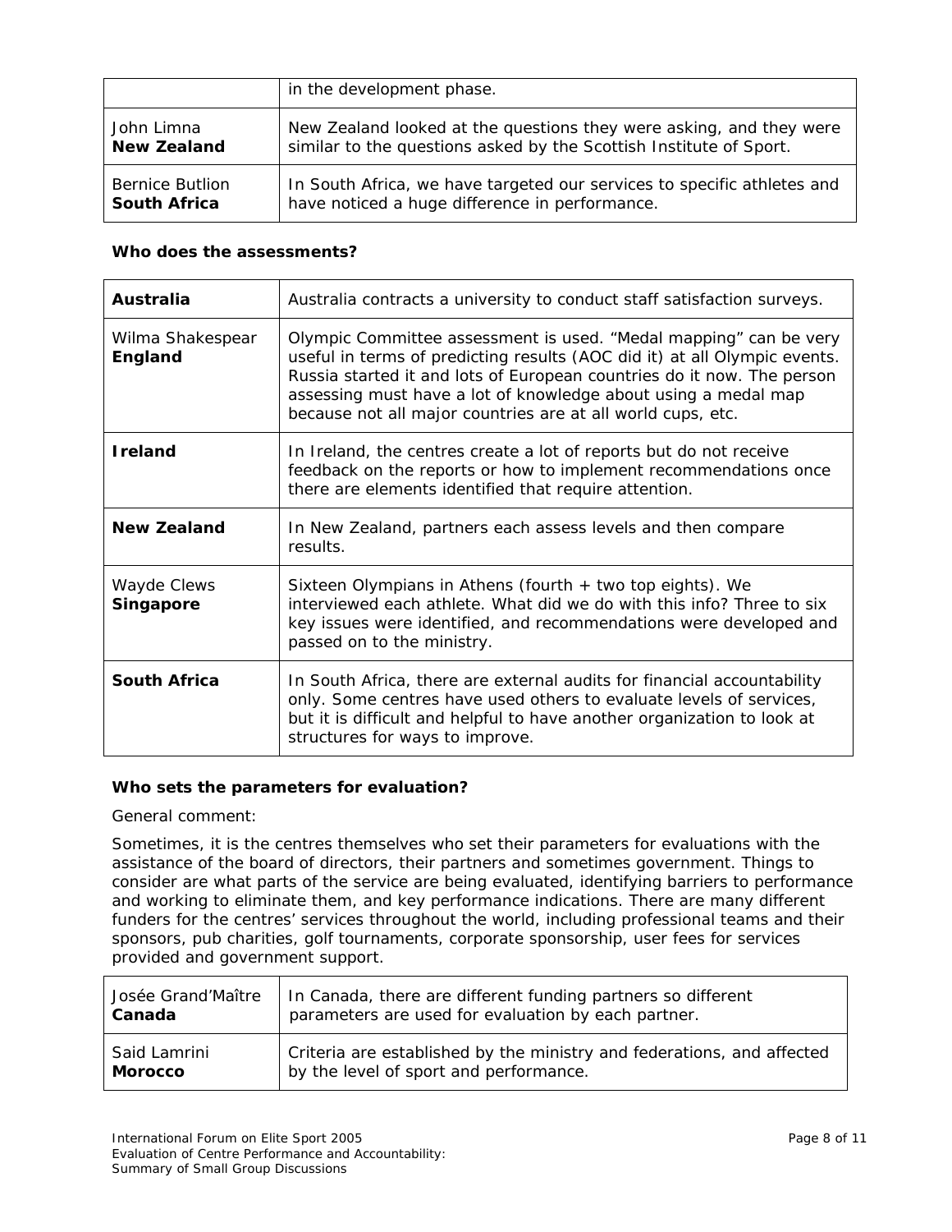| | |
|---|---|
| | in the development phase. |
| John Limna **New Zealand** | New Zealand looked at the questions they were asking, and they were similar to the questions asked by the Scottish Institute of Sport. |
| Bernice Butlion **South Africa** | In South Africa, we have targeted our services to specific athletes and have noticed a huge difference in performance. |

**Who does the assessments?**

| | |
|---|---|
| **Australia** | Australia contracts a university to conduct staff satisfaction surveys. |
| Wilma Shakespear **England** | Olympic Committee assessment is used. “Medal mapping” can be very useful in terms of predicting results (AOC did it) at all Olympic events. Russia started it and lots of European countries do it now. The person assessing must have a lot of knowledge about using a medal map because not all major countries are at all world cups, etc. |
| **Ireland** | In Ireland, the centres create a lot of reports but do not receive feedback on the reports or how to implement recommendations once there are elements identified that require attention. |
| **New Zealand** | In New Zealand, partners each assess levels and then compare results. |
| Wayde Clews **Singapore** | Sixteen Olympians in Athens (fourth + two top eights). We interviewed each athlete. What did we do with this info? Three to six key issues were identified, and recommendations were developed and passed on to the ministry. |
| **South Africa** | In South Africa, there are external audits for financial accountability only. Some centres have used others to evaluate levels of services, but it is difficult and helpful to have another organization to look at structures for ways to improve. |

**Who sets the parameters for evaluation?**

General comment:

Sometimes, it is the centres themselves who set their parameters for evaluations with the assistance of the board of directors, their partners and sometimes government. Things to consider are what parts of the service are being evaluated, identifying barriers to performance and working to eliminate them, and key performance indications. There are many different funders for the centres’ services throughout the world, including professional teams and their sponsors, pub charities, golf tournaments, corporate sponsorship, user fees for services provided and government support.

| | |
|---|---|
| Josée Grand’Maître **Canada** | In Canada, there are different funding partners so different parameters are used for evaluation by each partner. |
| Said Lamrini **Morocco** | Criteria are established by the ministry and federations, and affected by the level of sport and performance. |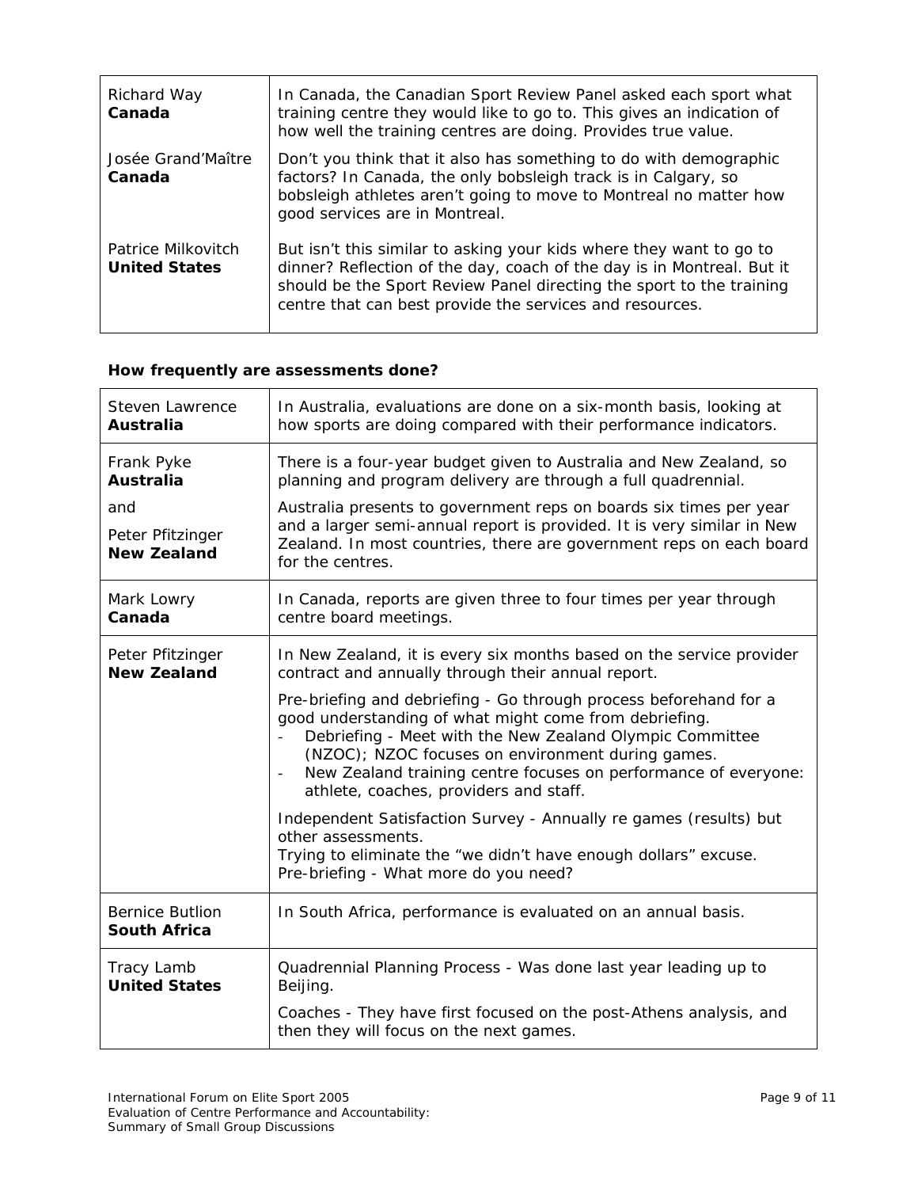| | |
|---|---|
| Richard Way **Canada** | In Canada, the Canadian Sport Review Panel asked each sport what training centre they would like to go to. This gives an indication of how well the training centres are doing. Provides true value. |
| Josée Grand'Maître **Canada** | Don't you think that it also has something to do with demographic factors? In Canada, the only bobsleigh track is in Calgary, so bobsleigh athletes aren't going to move to Montreal no matter how good services are in Montreal. |
| Patrice Milkovitch **United States** | But isn't this similar to asking your kids where they want to go to dinner? Reflection of the day, coach of the day is in Montreal. But it should be the Sport Review Panel directing the sport to the training centre that can best provide the services and resources. |

**How frequently are assessments done?**

| | |
|---|---|
| Steven Lawrence **Australia** | In Australia, evaluations are done on a six-month basis, looking at how sports are doing compared with their performance indicators. |
| Frank Pyke **Australia** and Peter Pfitzinger **New Zealand** | There is a four-year budget given to Australia and New Zealand, so planning and program delivery are through a full quadrennial.<br><br>Australia presents to government reps on boards six times per year and a larger semi-annual report is provided. It is very similar in New Zealand. In most countries, there are government reps on each board for the centres. |
| Mark Lowry **Canada** | In Canada, reports are given three to four times per year through centre board meetings. |
| Peter Pfitzinger **New Zealand** | In New Zealand, it is every six months based on the service provider contract and annually through their annual report.<br><br>Pre-briefing and debriefing - Go through process beforehand for a good understanding of what might come from debriefing.<br>- Debriefing - Meet with the New Zealand Olympic Committee (NZOC); NZOC focuses on environment during games.<br>- New Zealand training centre focuses on performance of everyone: athlete, coaches, providers and staff.<br><br>Independent Satisfaction Survey - Annually re games (results) but other assessments.<br>Trying to eliminate the "we didn't have enough dollars" excuse.<br>Pre-briefing - What more do you need? |
| Bernice Butlion **South Africa** | In South Africa, performance is evaluated on an annual basis. |
| Tracy Lamb **United States** | Quadrennial Planning Process - Was done last year leading up to Beijing.<br><br>Coaches - They have first focused on the post-Athens analysis, and then they will focus on the next games. |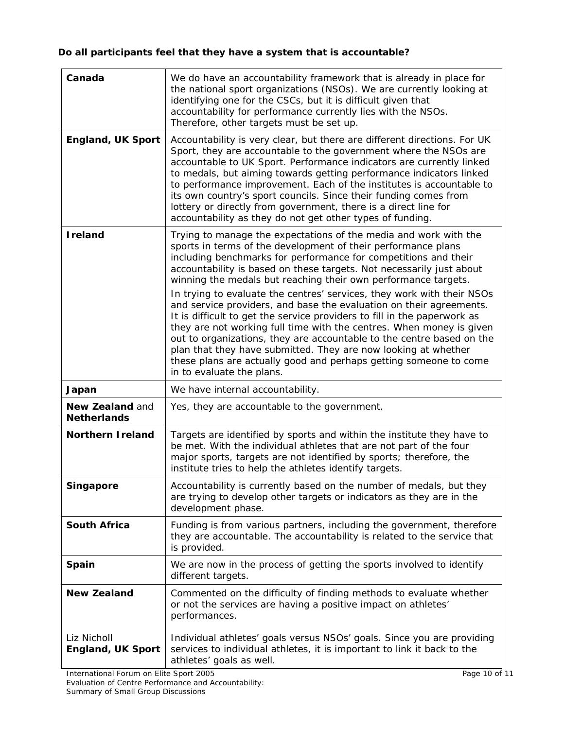**Do all participants feel that they have a system that is accountable?**

| | |
|---|---|
| **Canada** | We do have an accountability framework that is already in place for the national sport organizations (NSOs). We are currently looking at identifying one for the CSCs, but it is difficult given that accountability for performance currently lies with the NSOs. Therefore, other targets must be set up. |
| **England, UK Sport** | Accountability is very clear, but there are different directions. For UK Sport, they are accountable to the government where the NSOs are accountable to UK Sport. Performance indicators are currently linked to medals, but aiming towards getting performance indicators linked to performance improvement. Each of the institutes is accountable to its own country's sport councils. Since their funding comes from lottery or directly from government, there is a direct line for accountability as they do not get other types of funding. |
| **Ireland** | Trying to manage the expectations of the media and work with the sports in terms of the development of their performance plans including benchmarks for performance for competitions and their accountability is based on these targets. Not necessarily just about winning the medals but reaching their own performance targets.<br><br>In trying to evaluate the centres' services, they work with their NSOs and service providers, and base the evaluation on their agreements. It is difficult to get the service providers to fill in the paperwork as they are not working full time with the centres. When money is given out to organizations, they are accountable to the centre based on the plan that they have submitted. They are now looking at whether these plans are actually good and perhaps getting someone to come in to evaluate the plans. |
| **Japan** | We have internal accountability. |
| **New Zealand** and **Netherlands** | Yes, they are accountable to the government. |
| **Northern Ireland** | Targets are identified by sports and within the institute they have to be met. With the individual athletes that are not part of the four major sports, targets are not identified by sports; therefore, the institute tries to help the athletes identify targets. |
| **Singapore** | Accountability is currently based on the number of medals, but they are trying to develop other targets or indicators as they are in the development phase. |
| **South Africa** | Funding is from various partners, including the government, therefore they are accountable. The accountability is related to the service that is provided. |
| **Spain** | We are now in the process of getting the sports involved to identify different targets. |
| **New Zealand**<br><br>Liz Nicholl<br>**England, UK Sport** | Commented on the difficulty of finding methods to evaluate whether or not the services are having a positive impact on athletes' performances.<br><br>Individual athletes' goals versus NSOs' goals. Since you are providing services to individual athletes, it is important to link it back to the athletes' goals as well. |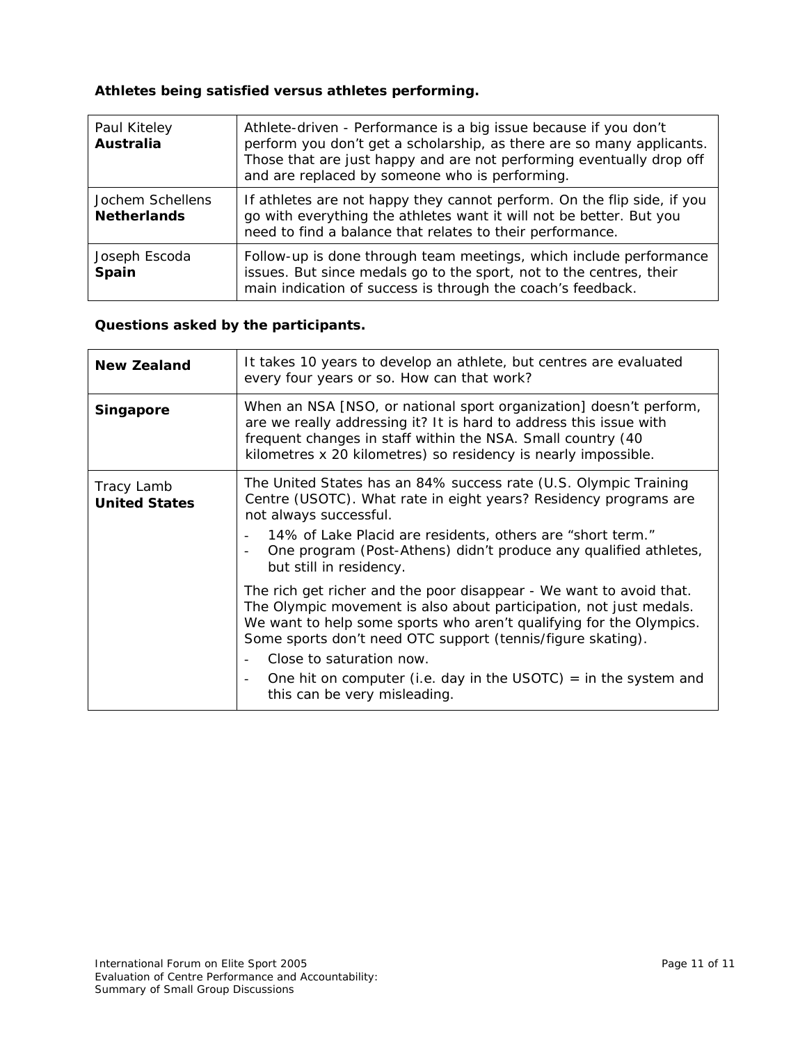**Athletes being satisfied versus athletes performing.**

| | |
|---|---|
| Paul Kiteley **Australia** | Athlete-driven - Performance is a big issue because if you don't perform you don't get a scholarship, as there are so many applicants. Those that are just happy and are not performing eventually drop off and are replaced by someone who is performing. |
| Jochem Schellens **Netherlands** | If athletes are not happy they cannot perform. On the flip side, if you go with everything the athletes want it will not be better. But you need to find a balance that relates to their performance. |
| Joseph Escoda **Spain** | Follow-up is done through team meetings, which include performance issues. But since medals go to the sport, not to the centres, their main indication of success is through the coach's feedback. |

**Questions asked by the participants.**

| | |
|---|---|
| **New Zealand** | It takes 10 years to develop an athlete, but centres are evaluated every four years or so. How can that work? |
| **Singapore** | When an NSA [NSO, or national sport organization] doesn't perform, are we really addressing it? It is hard to address this issue with frequent changes in staff within the NSA. Small country (40 kilometres x 20 kilometres) so residency is nearly impossible. |
| Tracy Lamb **United States** | The United States has an 84% success rate (U.S. Olympic Training Centre (USOTC). What rate in eight years? Residency programs are not always successful.<br>- 14% of Lake Placid are residents, others are "short term."<br>- One program (Post-Athens) didn't produce any qualified athletes, but still in residency.<br><br>The rich get richer and the poor disappear - We want to avoid that. The Olympic movement is also about participation, not just medals. We want to help some sports who aren't qualifying for the Olympics. Some sports don't need OTC support (tennis/figure skating).<br>- Close to saturation now.<br>- One hit on computer (i.e. day in the USOTC) = in the system and this can be very misleading. |